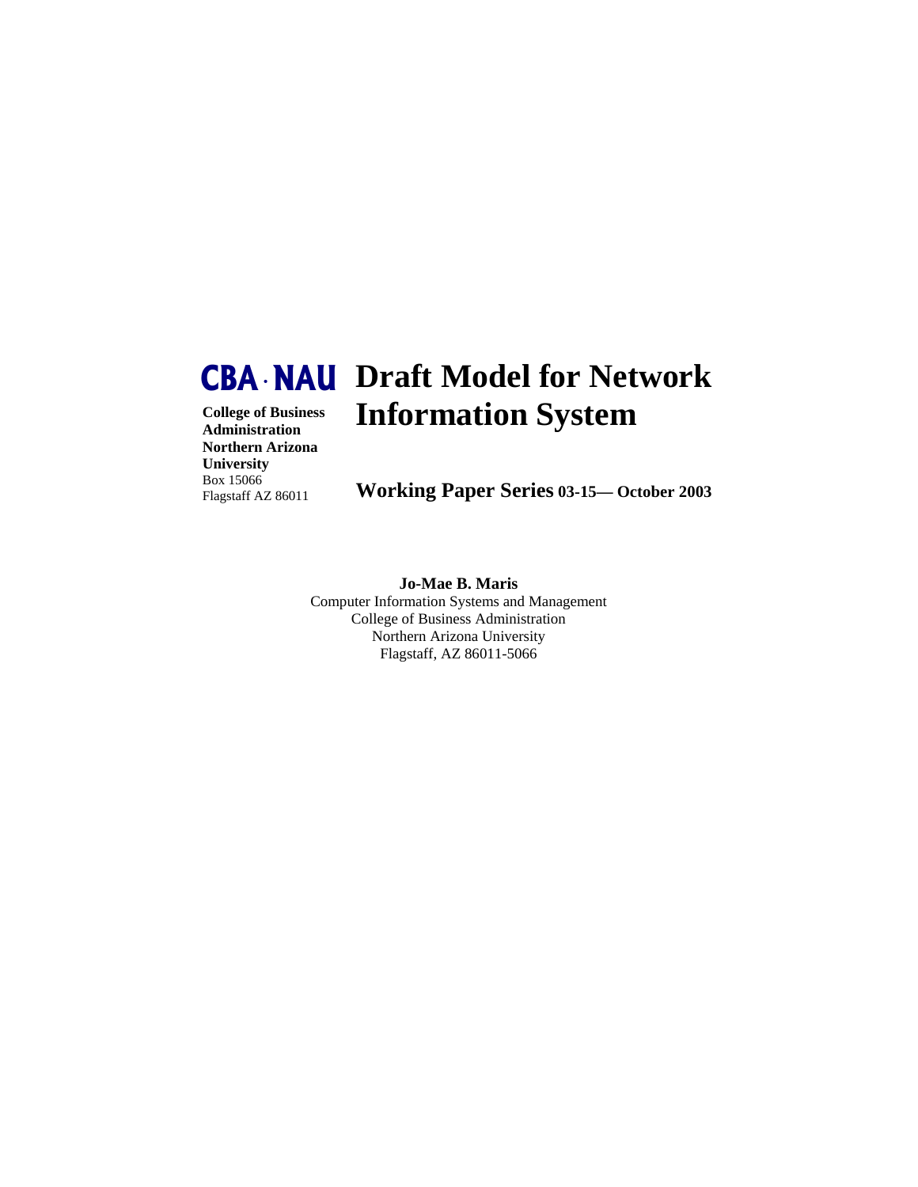**CBA · NAU**

**College of Business Administration**
**Northern Arizona University**
Box 15066
Flagstaff AZ 86011

# Draft Model for Network Information System

**Working Paper Series 03-15— October 2003**

**Jo-Mae B. Maris**
Computer Information Systems and Management
College of Business Administration
Northern Arizona University
Flagstaff, AZ 86011-5066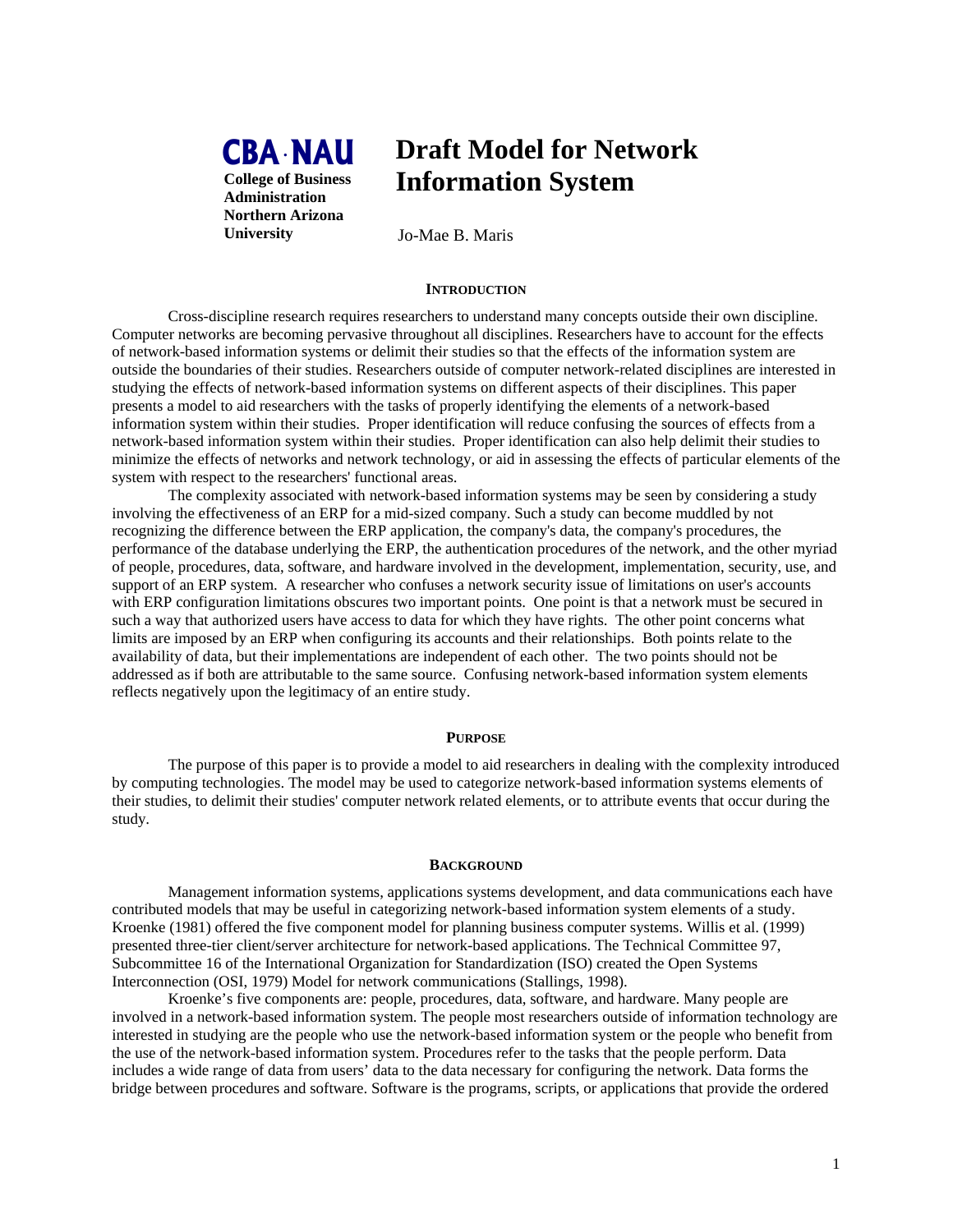**CBA · NAU**

**College of Business Administration Northern Arizona University**

# Draft Model for Network Information System

Jo-Mae B. Maris

## INTRODUCTION

Cross-discipline research requires researchers to understand many concepts outside their own discipline. Computer networks are becoming pervasive throughout all disciplines. Researchers have to account for the effects of network-based information systems or delimit their studies so that the effects of the information system are outside the boundaries of their studies. Researchers outside of computer network-related disciplines are interested in studying the effects of network-based information systems on different aspects of their disciplines. This paper presents a model to aid researchers with the tasks of properly identifying the elements of a network-based information system within their studies. Proper identification will reduce confusing the sources of effects from a network-based information system within their studies. Proper identification can also help delimit their studies to minimize the effects of networks and network technology, or aid in assessing the effects of particular elements of the system with respect to the researchers' functional areas.

The complexity associated with network-based information systems may be seen by considering a study involving the effectiveness of an ERP for a mid-sized company. Such a study can become muddled by not recognizing the difference between the ERP application, the company's data, the company's procedures, the performance of the database underlying the ERP, the authentication procedures of the network, and the other myriad of people, procedures, data, software, and hardware involved in the development, implementation, security, use, and support of an ERP system. A researcher who confuses a network security issue of limitations on user's accounts with ERP configuration limitations obscures two important points. One point is that a network must be secured in such a way that authorized users have access to data for which they have rights. The other point concerns what limits are imposed by an ERP when configuring its accounts and their relationships. Both points relate to the availability of data, but their implementations are independent of each other. The two points should not be addressed as if both are attributable to the same source. Confusing network-based information system elements reflects negatively upon the legitimacy of an entire study.

## PURPOSE

The purpose of this paper is to provide a model to aid researchers in dealing with the complexity introduced by computing technologies. The model may be used to categorize network-based information systems elements of their studies, to delimit their studies' computer network related elements, or to attribute events that occur during the study.

## BACKGROUND

Management information systems, applications systems development, and data communications each have contributed models that may be useful in categorizing network-based information system elements of a study. Kroenke (1981) offered the five component model for planning business computer systems. Willis et al. (1999) presented three-tier client/server architecture for network-based applications. The Technical Committee 97, Subcommittee 16 of the International Organization for Standardization (ISO) created the Open Systems Interconnection (OSI, 1979) Model for network communications (Stallings, 1998).

Kroenke's five components are: people, procedures, data, software, and hardware. Many people are involved in a network-based information system. The people most researchers outside of information technology are interested in studying are the people who use the network-based information system or the people who benefit from the use of the network-based information system. Procedures refer to the tasks that the people perform. Data includes a wide range of data from users' data to the data necessary for configuring the network. Data forms the bridge between procedures and software. Software is the programs, scripts, or applications that provide the ordered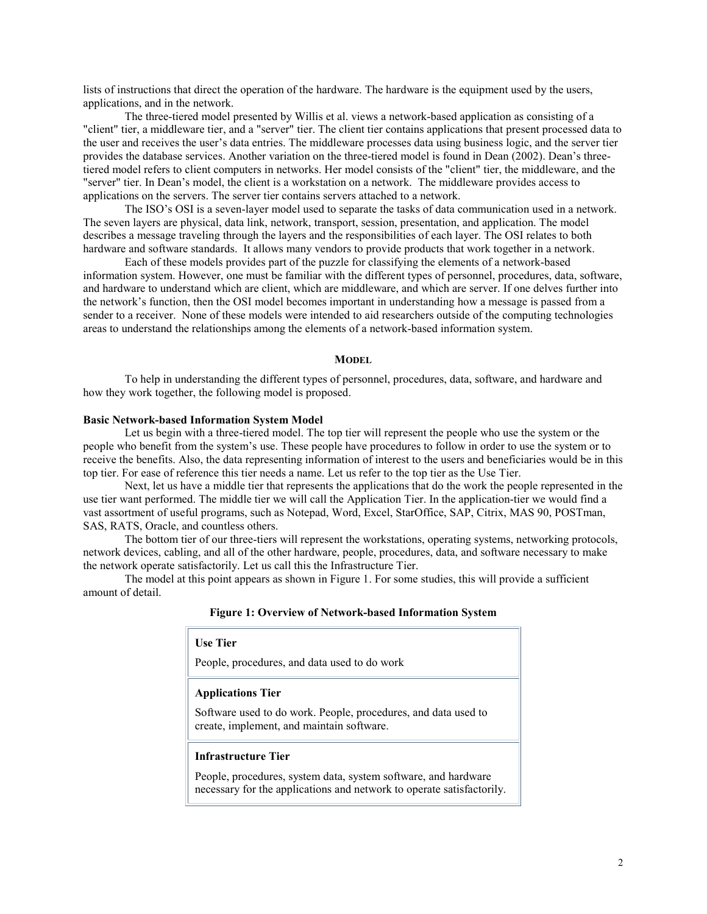lists of instructions that direct the operation of the hardware. The hardware is the equipment used by the users, applications, and in the network.

The three-tiered model presented by Willis et al. views a network-based application as consisting of a "client" tier, a middleware tier, and a "server" tier. The client tier contains applications that present processed data to the user and receives the user's data entries. The middleware processes data using business logic, and the server tier provides the database services. Another variation on the three-tiered model is found in Dean (2002). Dean's three-tiered model refers to client computers in networks. Her model consists of the "client" tier, the middleware, and the "server" tier. In Dean's model, the client is a workstation on a network. The middleware provides access to applications on the servers. The server tier contains servers attached to a network.

The ISO's OSI is a seven-layer model used to separate the tasks of data communication used in a network. The seven layers are physical, data link, network, transport, session, presentation, and application. The model describes a message traveling through the layers and the responsibilities of each layer. The OSI relates to both hardware and software standards. It allows many vendors to provide products that work together in a network.

Each of these models provides part of the puzzle for classifying the elements of a network-based information system. However, one must be familiar with the different types of personnel, procedures, data, software, and hardware to understand which are client, which are middleware, and which are server. If one delves further into the network's function, then the OSI model becomes important in understanding how a message is passed from a sender to a receiver. None of these models were intended to aid researchers outside of the computing technologies areas to understand the relationships among the elements of a network-based information system.

## MODEL

To help in understanding the different types of personnel, procedures, data, software, and hardware and how they work together, the following model is proposed.

### Basic Network-based Information System Model

Let us begin with a three-tiered model. The top tier will represent the people who use the system or the people who benefit from the system's use. These people have procedures to follow in order to use the system or to receive the benefits. Also, the data representing information of interest to the users and beneficiaries would be in this top tier. For ease of reference this tier needs a name. Let us refer to the top tier as the Use Tier.

Next, let us have a middle tier that represents the applications that do the work the people represented in the use tier want performed. The middle tier we will call the Application Tier. In the application-tier we would find a vast assortment of useful programs, such as Notepad, Word, Excel, StarOffice, SAP, Citrix, MAS 90, POSTman, SAS, RATS, Oracle, and countless others.

The bottom tier of our three-tiers will represent the workstations, operating systems, networking protocols, network devices, cabling, and all of the other hardware, people, procedures, data, and software necessary to make the network operate satisfactorily. Let us call this the Infrastructure Tier.

The model at this point appears as shown in Figure 1. For some studies, this will provide a sufficient amount of detail.

**Figure 1: Overview of Network-based Information System**

| |
|---|
| **Use Tier**<br>People, procedures, and data used to do work |
| **Applications Tier**<br>Software used to do work. People, procedures, and data used to create, implement, and maintain software. |
| **Infrastructure Tier**<br>People, procedures, system data, system software, and hardware necessary for the applications and network to operate satisfactorily. |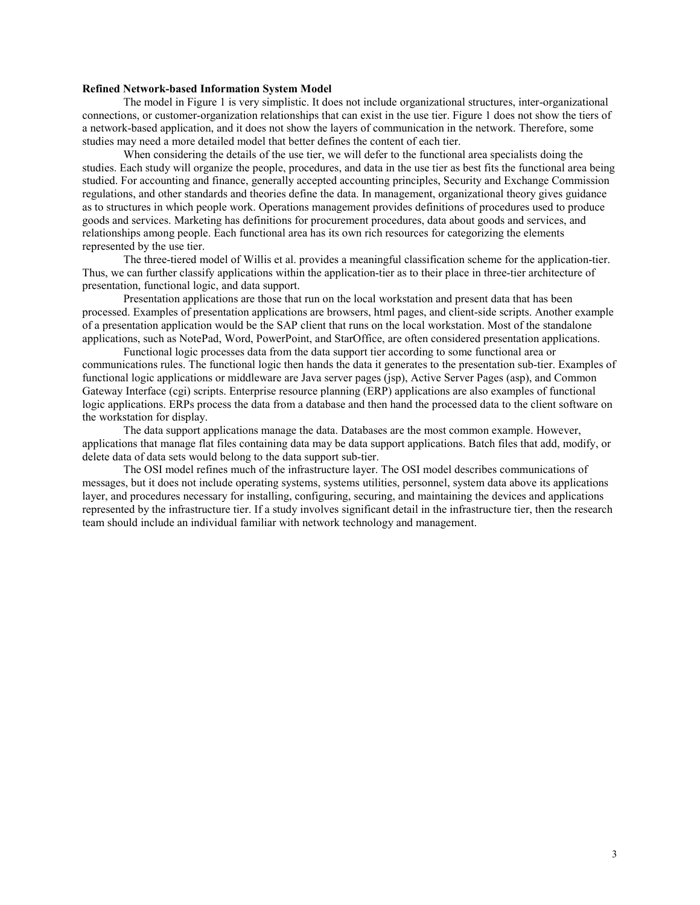**Refined Network-based Information System Model**

The model in Figure 1 is very simplistic. It does not include organizational structures, inter-organizational connections, or customer-organization relationships that can exist in the use tier. Figure 1 does not show the tiers of a network-based application, and it does not show the layers of communication in the network. Therefore, some studies may need a more detailed model that better defines the content of each tier.

When considering the details of the use tier, we will defer to the functional area specialists doing the studies. Each study will organize the people, procedures, and data in the use tier as best fits the functional area being studied. For accounting and finance, generally accepted accounting principles, Security and Exchange Commission regulations, and other standards and theories define the data. In management, organizational theory gives guidance as to structures in which people work. Operations management provides definitions of procedures used to produce goods and services. Marketing has definitions for procurement procedures, data about goods and services, and relationships among people. Each functional area has its own rich resources for categorizing the elements represented by the use tier.

The three-tiered model of Willis et al. provides a meaningful classification scheme for the application-tier. Thus, we can further classify applications within the application-tier as to their place in three-tier architecture of presentation, functional logic, and data support.

Presentation applications are those that run on the local workstation and present data that has been processed. Examples of presentation applications are browsers, html pages, and client-side scripts. Another example of a presentation application would be the SAP client that runs on the local workstation. Most of the standalone applications, such as NotePad, Word, PowerPoint, and StarOffice, are often considered presentation applications.

Functional logic processes data from the data support tier according to some functional area or communications rules. The functional logic then hands the data it generates to the presentation sub-tier. Examples of functional logic applications or middleware are Java server pages (jsp), Active Server Pages (asp), and Common Gateway Interface (cgi) scripts. Enterprise resource planning (ERP) applications are also examples of functional logic applications. ERPs process the data from a database and then hand the processed data to the client software on the workstation for display.

The data support applications manage the data. Databases are the most common example. However, applications that manage flat files containing data may be data support applications. Batch files that add, modify, or delete data of data sets would belong to the data support sub-tier.

The OSI model refines much of the infrastructure layer. The OSI model describes communications of messages, but it does not include operating systems, systems utilities, personnel, system data above its applications layer, and procedures necessary for installing, configuring, securing, and maintaining the devices and applications represented by the infrastructure tier. If a study involves significant detail in the infrastructure tier, then the research team should include an individual familiar with network technology and management.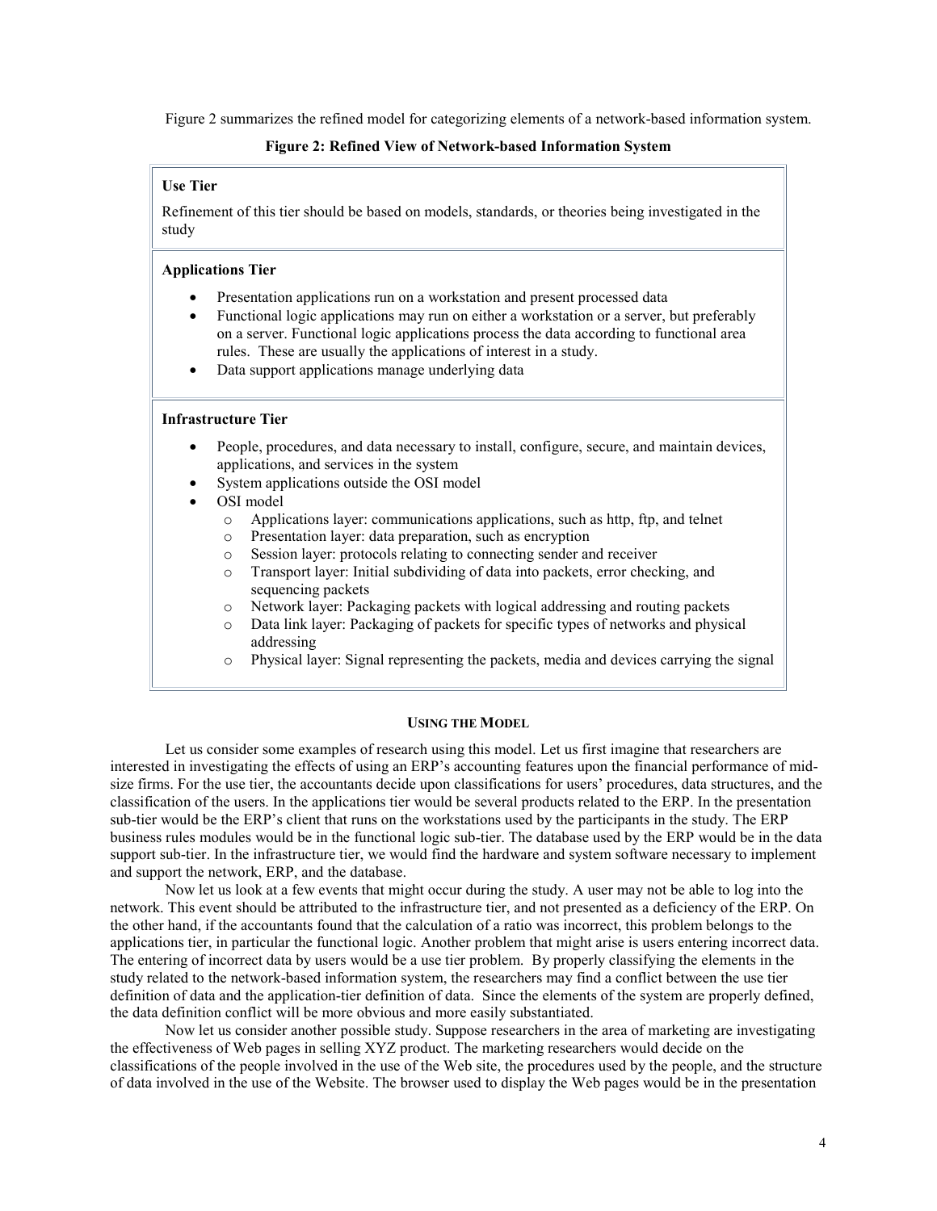Figure 2 summarizes the refined model for categorizing elements of a network-based information system.

**Figure 2: Refined View of Network-based Information System**

**Use Tier**

Refinement of this tier should be based on models, standards, or theories being investigated in the study

**Applications Tier**

- Presentation applications run on a workstation and present processed data
- Functional logic applications may run on either a workstation or a server, but preferably on a server. Functional logic applications process the data according to functional area rules. These are usually the applications of interest in a study.
- Data support applications manage underlying data

**Infrastructure Tier**

- People, procedures, and data necessary to install, configure, secure, and maintain devices, applications, and services in the system
- System applications outside the OSI model
- OSI model
  - Applications layer: communications applications, such as http, ftp, and telnet
  - Presentation layer: data preparation, such as encryption
  - Session layer: protocols relating to connecting sender and receiver
  - Transport layer: Initial subdividing of data into packets, error checking, and sequencing packets
  - Network layer: Packaging packets with logical addressing and routing packets
  - Data link layer: Packaging of packets for specific types of networks and physical addressing
  - Physical layer: Signal representing the packets, media and devices carrying the signal

## USING THE MODEL

Let us consider some examples of research using this model. Let us first imagine that researchers are interested in investigating the effects of using an ERP's accounting features upon the financial performance of mid-size firms. For the use tier, the accountants decide upon classifications for users' procedures, data structures, and the classification of the users. In the applications tier would be several products related to the ERP. In the presentation sub-tier would be the ERP's client that runs on the workstations used by the participants in the study. The ERP business rules modules would be in the functional logic sub-tier. The database used by the ERP would be in the data support sub-tier. In the infrastructure tier, we would find the hardware and system software necessary to implement and support the network, ERP, and the database.

Now let us look at a few events that might occur during the study. A user may not be able to log into the network. This event should be attributed to the infrastructure tier, and not presented as a deficiency of the ERP. On the other hand, if the accountants found that the calculation of a ratio was incorrect, this problem belongs to the applications tier, in particular the functional logic. Another problem that might arise is users entering incorrect data. The entering of incorrect data by users would be a use tier problem. By properly classifying the elements in the study related to the network-based information system, the researchers may find a conflict between the use tier definition of data and the application-tier definition of data. Since the elements of the system are properly defined, the data definition conflict will be more obvious and more easily substantiated.

Now let us consider another possible study. Suppose researchers in the area of marketing are investigating the effectiveness of Web pages in selling XYZ product. The marketing researchers would decide on the classifications of the people involved in the use of the Web site, the procedures used by the people, and the structure of data involved in the use of the Website. The browser used to display the Web pages would be in the presentation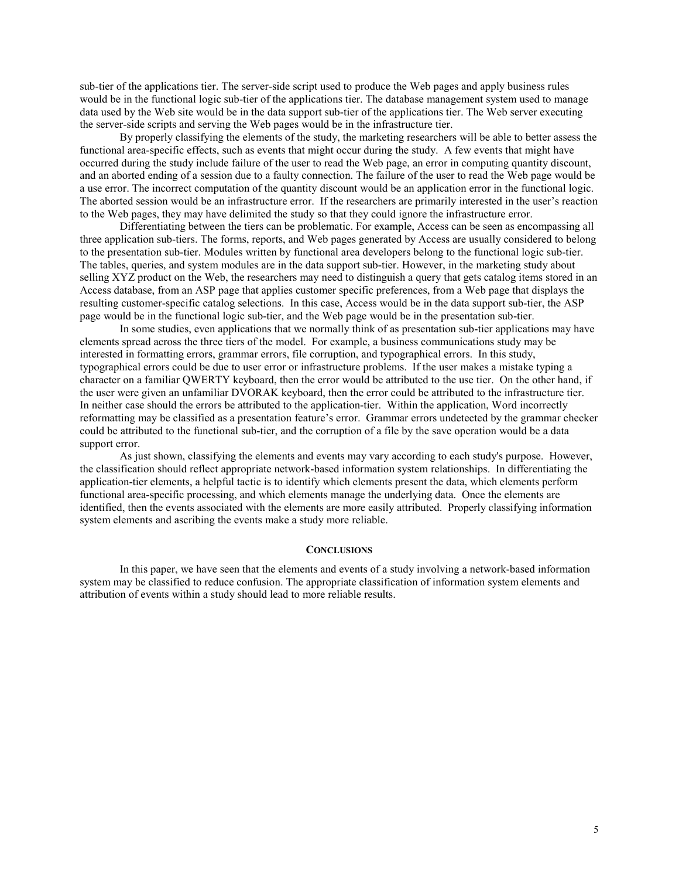sub-tier of the applications tier. The server-side script used to produce the Web pages and apply business rules would be in the functional logic sub-tier of the applications tier. The database management system used to manage data used by the Web site would be in the data support sub-tier of the applications tier. The Web server executing the server-side scripts and serving the Web pages would be in the infrastructure tier.

By properly classifying the elements of the study, the marketing researchers will be able to better assess the functional area-specific effects, such as events that might occur during the study. A few events that might have occurred during the study include failure of the user to read the Web page, an error in computing quantity discount, and an aborted ending of a session due to a faulty connection. The failure of the user to read the Web page would be a use error. The incorrect computation of the quantity discount would be an application error in the functional logic. The aborted session would be an infrastructure error. If the researchers are primarily interested in the user's reaction to the Web pages, they may have delimited the study so that they could ignore the infrastructure error.

Differentiating between the tiers can be problematic. For example, Access can be seen as encompassing all three application sub-tiers. The forms, reports, and Web pages generated by Access are usually considered to belong to the presentation sub-tier. Modules written by functional area developers belong to the functional logic sub-tier. The tables, queries, and system modules are in the data support sub-tier. However, in the marketing study about selling XYZ product on the Web, the researchers may need to distinguish a query that gets catalog items stored in an Access database, from an ASP page that applies customer specific preferences, from a Web page that displays the resulting customer-specific catalog selections. In this case, Access would be in the data support sub-tier, the ASP page would be in the functional logic sub-tier, and the Web page would be in the presentation sub-tier.

In some studies, even applications that we normally think of as presentation sub-tier applications may have elements spread across the three tiers of the model. For example, a business communications study may be interested in formatting errors, grammar errors, file corruption, and typographical errors. In this study, typographical errors could be due to user error or infrastructure problems. If the user makes a mistake typing a character on a familiar QWERTY keyboard, then the error would be attributed to the use tier. On the other hand, if the user were given an unfamiliar DVORAK keyboard, then the error could be attributed to the infrastructure tier. In neither case should the errors be attributed to the application-tier. Within the application, Word incorrectly reformatting may be classified as a presentation feature's error. Grammar errors undetected by the grammar checker could be attributed to the functional sub-tier, and the corruption of a file by the save operation would be a data support error.

As just shown, classifying the elements and events may vary according to each study's purpose. However, the classification should reflect appropriate network-based information system relationships. In differentiating the application-tier elements, a helpful tactic is to identify which elements present the data, which elements perform functional area-specific processing, and which elements manage the underlying data. Once the elements are identified, then the events associated with the elements are more easily attributed. Properly classifying information system elements and ascribing the events make a study more reliable.

## CONCLUSIONS

In this paper, we have seen that the elements and events of a study involving a network-based information system may be classified to reduce confusion. The appropriate classification of information system elements and attribution of events within a study should lead to more reliable results.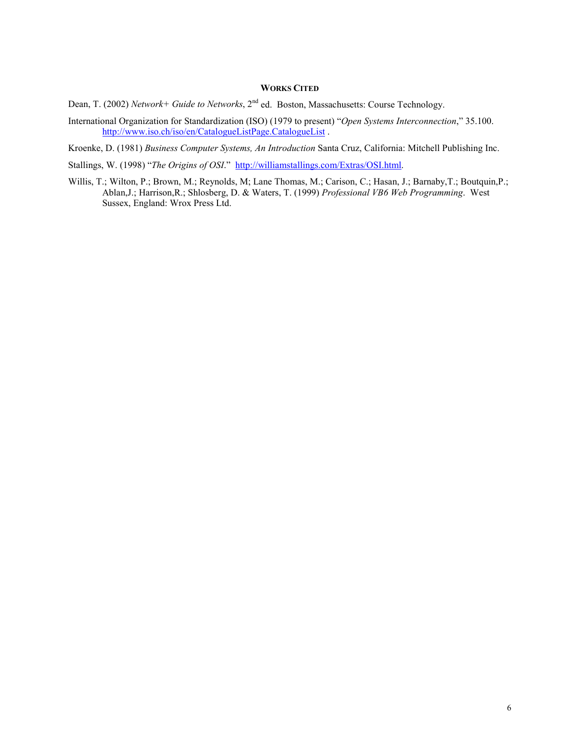## Works Cited

Dean, T. (2002) *Network+ Guide to Networks*, 2nd ed. Boston, Massachusetts: Course Technology.

International Organization for Standardization (ISO) (1979 to present) "*Open Systems Interconnection*," 35.100. http://www.iso.ch/iso/en/CatalogueListPage.CatalogueList .

Kroenke, D. (1981) *Business Computer Systems, An Introduction* Santa Cruz, California: Mitchell Publishing Inc.

Stallings, W. (1998) "*The Origins of OSI*." http://williamstallings.com/Extras/OSI.html.

Willis, T.; Wilton, P.; Brown, M.; Reynolds, M; Lane Thomas, M.; Carison, C.; Hasan, J.; Barnaby,T.; Boutquin,P.; Ablan,J.; Harrison,R.; Shlosberg, D. & Waters, T. (1999) *Professional VB6 Web Programming*. West Sussex, England: Wrox Press Ltd.